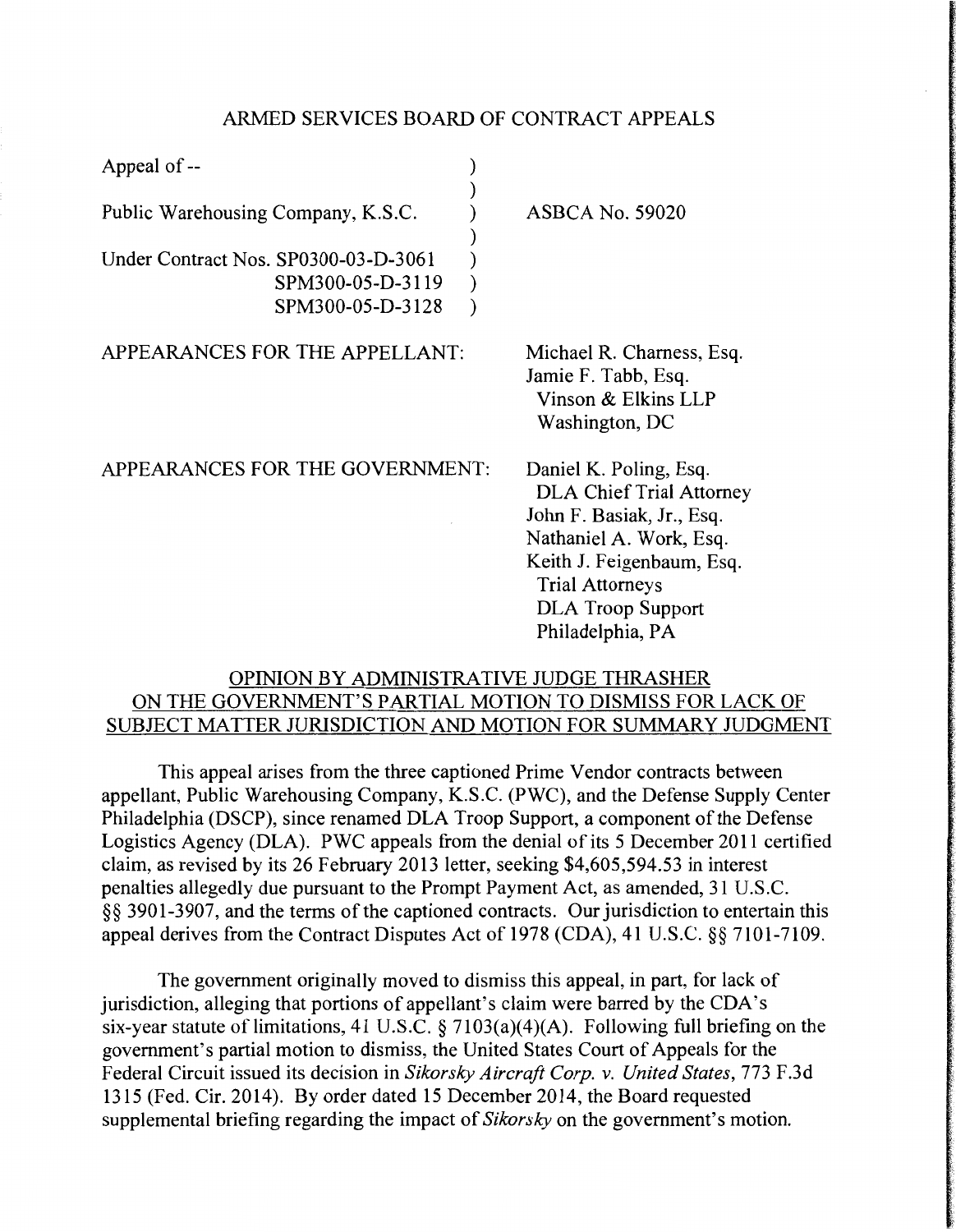ARMED SERVICES BOARD OF CONTRACT APPEALS

| | |
|---|---|
| Appeal of -- | |
| Public Warehousing Company, K.S.C. | ASBCA No. 59020 |
| Under Contract Nos. SP0300-03-D-3061<br>SPM300-05-D-3119<br>SPM300-05-D-3128 | |

APPEARANCES FOR THE APPELLANT:

Michael R. Charness, Esq.
Jamie F. Tabb, Esq.
Vinson & Elkins LLP
Washington, DC

APPEARANCES FOR THE GOVERNMENT:

Daniel K. Poling, Esq.
DLA Chief Trial Attorney
John F. Basiak, Jr., Esq.
Nathaniel A. Work, Esq.
Keith J. Feigenbaum, Esq.
Trial Attorneys
DLA Troop Support
Philadelphia, PA

OPINION BY ADMINISTRATIVE JUDGE THRASHER ON THE GOVERNMENT'S PARTIAL MOTION TO DISMISS FOR LACK OF SUBJECT MATTER JURISDICTION AND MOTION FOR SUMMARY JUDGMENT

This appeal arises from the three captioned Prime Vendor contracts between appellant, Public Warehousing Company, K.S.C. (PWC), and the Defense Supply Center Philadelphia (DSCP), since renamed DLA Troop Support, a component of the Defense Logistics Agency (DLA). PWC appeals from the denial of its 5 December 2011 certified claim, as revised by its 26 February 2013 letter, seeking $4,605,594.53 in interest penalties allegedly due pursuant to the Prompt Payment Act, as amended, 31 U.S.C. §§ 3901-3907, and the terms of the captioned contracts. Our jurisdiction to entertain this appeal derives from the Contract Disputes Act of 1978 (CDA), 41 U.S.C. §§ 7101-7109.

The government originally moved to dismiss this appeal, in part, for lack of jurisdiction, alleging that portions of appellant's claim were barred by the CDA's six-year statute of limitations, 41 U.S.C. § 7103(a)(4)(A). Following full briefing on the government's partial motion to dismiss, the United States Court of Appeals for the Federal Circuit issued its decision in *Sikorsky Aircraft Corp. v. United States*, 773 F.3d 1315 (Fed. Cir. 2014). By order dated 15 December 2014, the Board requested supplemental briefing regarding the impact of *Sikorsky* on the government's motion.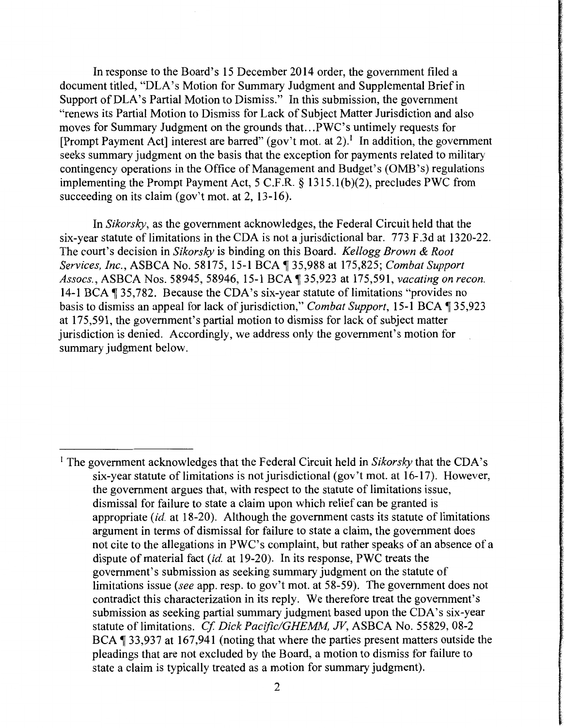In response to the Board's 15 December 2014 order, the government filed a document titled, "DLA's Motion for Summary Judgment and Supplemental Brief in Support of DLA's Partial Motion to Dismiss." In this submission, the government "renews its Partial Motion to Dismiss for Lack of Subject Matter Jurisdiction and also moves for Summary Judgment on the grounds that...PWC's untimely requests for [Prompt Payment Act] interest are barred" (gov't mot. at 2).[1] In addition, the government seeks summary judgment on the basis that the exception for payments related to military contingency operations in the Office of Management and Budget's (OMB's) regulations implementing the Prompt Payment Act, 5 C.F.R. § 1315.1(b)(2), precludes PWC from succeeding on its claim (gov't mot. at 2, 13-16).

In *Sikorsky*, as the government acknowledges, the Federal Circuit held that the six-year statute of limitations in the CDA is not a jurisdictional bar. 773 F.3d at 1320-22. The court's decision in *Sikorsky* is binding on this Board. *Kellogg Brown & Root Services, Inc.*, ASBCA No. 58175, 15-1 BCA ¶ 35,988 at 175,825; *Combat Support Assocs.*, ASBCA Nos. 58945, 58946, 15-1 BCA ¶ 35,923 at 175,591, *vacating on recon.* 14-1 BCA ¶ 35,782. Because the CDA's six-year statute of limitations "provides no basis to dismiss an appeal for lack of jurisdiction," *Combat Support*, 15-1 BCA ¶ 35,923 at 175,591, the government's partial motion to dismiss for lack of subject matter jurisdiction is denied. Accordingly, we address only the government's motion for summary judgment below.

---

[1] The government acknowledges that the Federal Circuit held in *Sikorsky* that the CDA's six-year statute of limitations is not jurisdictional (gov't mot. at 16-17). However, the government argues that, with respect to the statute of limitations issue, dismissal for failure to state a claim upon which relief can be granted is appropriate (*id.* at 18-20). Although the government casts its statute of limitations argument in terms of dismissal for failure to state a claim, the government does not cite to the allegations in PWC's complaint, but rather speaks of an absence of a dispute of material fact (*id.* at 19-20). In its response, PWC treats the government's submission as seeking summary judgment on the statute of limitations issue (*see* app. resp. to gov't mot. at 58-59). The government does not contradict this characterization in its reply. We therefore treat the government's submission as seeking partial summary judgment based upon the CDA's six-year statute of limitations. *Cf. Dick Pacific/GHEMM, JV*, ASBCA No. 55829, 08-2 BCA ¶ 33,937 at 167,941 (noting that where the parties present matters outside the pleadings that are not excluded by the Board, a motion to dismiss for failure to state a claim is typically treated as a motion for summary judgment).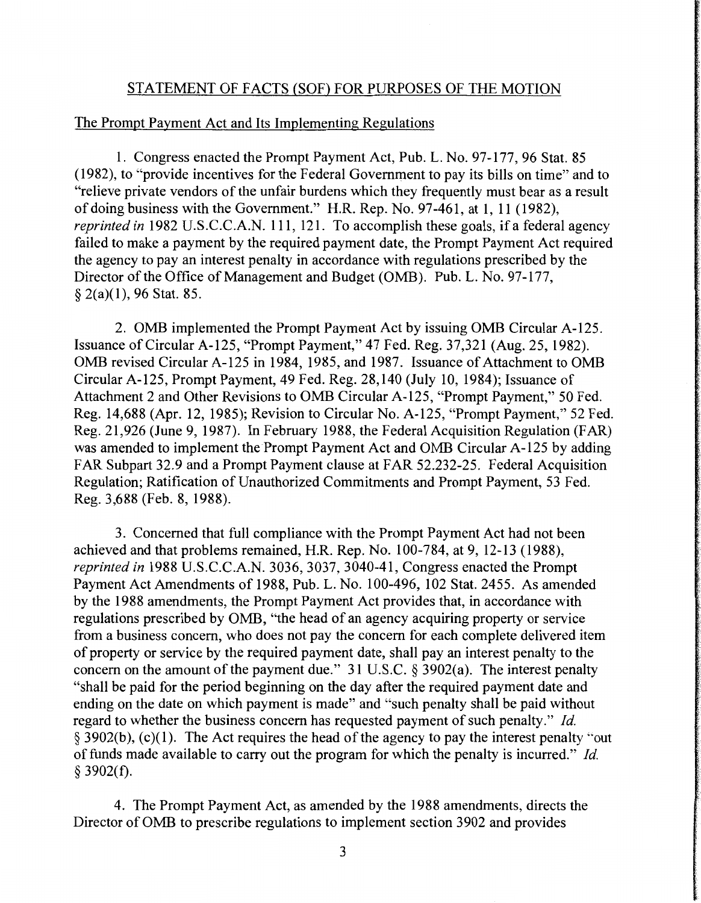## STATEMENT OF FACTS (SOF) FOR PURPOSES OF THE MOTION

### The Prompt Payment Act and Its Implementing Regulations

1. Congress enacted the Prompt Payment Act, Pub. L. No. 97-177, 96 Stat. 85 (1982), to "provide incentives for the Federal Government to pay its bills on time" and to "relieve private vendors of the unfair burdens which they frequently must bear as a result of doing business with the Government." H.R. Rep. No. 97-461, at 1, 11 (1982), *reprinted in* 1982 U.S.C.C.A.N. 111, 121. To accomplish these goals, if a federal agency failed to make a payment by the required payment date, the Prompt Payment Act required the agency to pay an interest penalty in accordance with regulations prescribed by the Director of the Office of Management and Budget (OMB). Pub. L. No. 97-177, § 2(a)(1), 96 Stat. 85.

2. OMB implemented the Prompt Payment Act by issuing OMB Circular A-125. Issuance of Circular A-125, "Prompt Payment," 47 Fed. Reg. 37,321 (Aug. 25, 1982). OMB revised Circular A-125 in 1984, 1985, and 1987. Issuance of Attachment to OMB Circular A-125, Prompt Payment, 49 Fed. Reg. 28,140 (July 10, 1984); Issuance of Attachment 2 and Other Revisions to OMB Circular A-125, "Prompt Payment," 50 Fed. Reg. 14,688 (Apr. 12, 1985); Revision to Circular No. A-125, "Prompt Payment," 52 Fed. Reg. 21,926 (June 9, 1987). In February 1988, the Federal Acquisition Regulation (FAR) was amended to implement the Prompt Payment Act and OMB Circular A-125 by adding FAR Subpart 32.9 and a Prompt Payment clause at FAR 52.232-25. Federal Acquisition Regulation; Ratification of Unauthorized Commitments and Prompt Payment, 53 Fed. Reg. 3,688 (Feb. 8, 1988).

3. Concerned that full compliance with the Prompt Payment Act had not been achieved and that problems remained, H.R. Rep. No. 100-784, at 9, 12-13 (1988), *reprinted in* 1988 U.S.C.C.A.N. 3036, 3037, 3040-41, Congress enacted the Prompt Payment Act Amendments of 1988, Pub. L. No. 100-496, 102 Stat. 2455. As amended by the 1988 amendments, the Prompt Payment Act provides that, in accordance with regulations prescribed by OMB, "the head of an agency acquiring property or service from a business concern, who does not pay the concern for each complete delivered item of property or service by the required payment date, shall pay an interest penalty to the concern on the amount of the payment due." 31 U.S.C. § 3902(a). The interest penalty "shall be paid for the period beginning on the day after the required payment date and ending on the date on which payment is made" and "such penalty shall be paid without regard to whether the business concern has requested payment of such penalty." *Id.* § 3902(b), (c)(1). The Act requires the head of the agency to pay the interest penalty "out of funds made available to carry out the program for which the penalty is incurred." *Id.* § 3902(f).

4. The Prompt Payment Act, as amended by the 1988 amendments, directs the Director of OMB to prescribe regulations to implement section 3902 and provides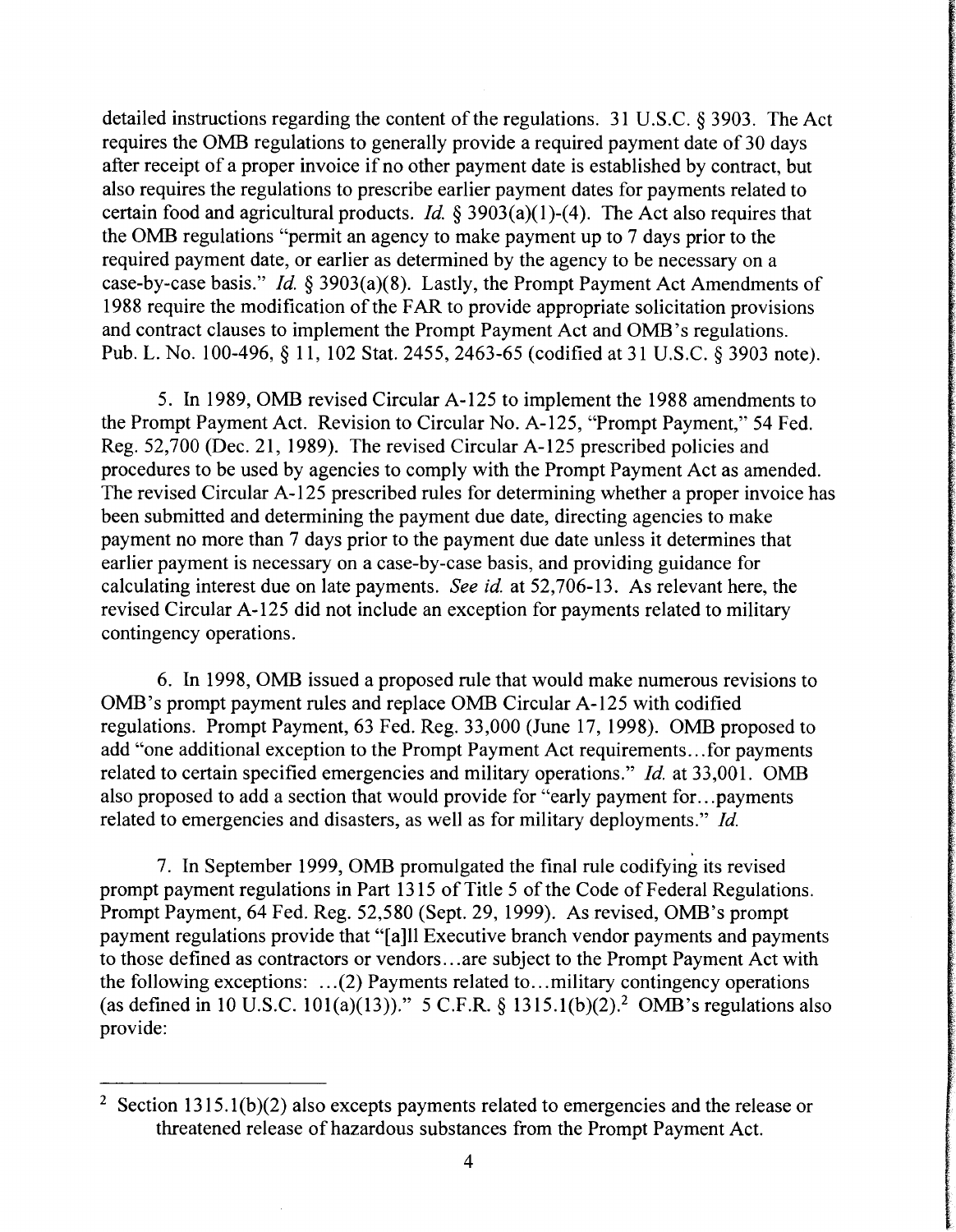detailed instructions regarding the content of the regulations. 31 U.S.C. § 3903. The Act requires the OMB regulations to generally provide a required payment date of 30 days after receipt of a proper invoice if no other payment date is established by contract, but also requires the regulations to prescribe earlier payment dates for payments related to certain food and agricultural products. *Id.* § 3903(a)(1)-(4). The Act also requires that the OMB regulations "permit an agency to make payment up to 7 days prior to the required payment date, or earlier as determined by the agency to be necessary on a case-by-case basis." *Id.* § 3903(a)(8). Lastly, the Prompt Payment Act Amendments of 1988 require the modification of the FAR to provide appropriate solicitation provisions and contract clauses to implement the Prompt Payment Act and OMB's regulations. Pub. L. No. 100-496, § 11, 102 Stat. 2455, 2463-65 (codified at 31 U.S.C. § 3903 note).

5. In 1989, OMB revised Circular A-125 to implement the 1988 amendments to the Prompt Payment Act. Revision to Circular No. A-125, "Prompt Payment," 54 Fed. Reg. 52,700 (Dec. 21, 1989). The revised Circular A-125 prescribed policies and procedures to be used by agencies to comply with the Prompt Payment Act as amended. The revised Circular A-125 prescribed rules for determining whether a proper invoice has been submitted and determining the payment due date, directing agencies to make payment no more than 7 days prior to the payment due date unless it determines that earlier payment is necessary on a case-by-case basis, and providing guidance for calculating interest due on late payments. *See id.* at 52,706-13. As relevant here, the revised Circular A-125 did not include an exception for payments related to military contingency operations.

6. In 1998, OMB issued a proposed rule that would make numerous revisions to OMB's prompt payment rules and replace OMB Circular A-125 with codified regulations. Prompt Payment, 63 Fed. Reg. 33,000 (June 17, 1998). OMB proposed to add "one additional exception to the Prompt Payment Act requirements...for payments related to certain specified emergencies and military operations." *Id.* at 33,001. OMB also proposed to add a section that would provide for "early payment for...payments related to emergencies and disasters, as well as for military deployments." *Id.*

7. In September 1999, OMB promulgated the final rule codifying its revised prompt payment regulations in Part 1315 of Title 5 of the Code of Federal Regulations. Prompt Payment, 64 Fed. Reg. 52,580 (Sept. 29, 1999). As revised, OMB's prompt payment regulations provide that "[a]ll Executive branch vendor payments and payments to those defined as contractors or vendors...are subject to the Prompt Payment Act with the following exceptions: ...(2) Payments related to...military contingency operations (as defined in 10 U.S.C. 101(a)(13))." 5 C.F.R. § 1315.1(b)(2).[2] OMB's regulations also provide:

[2] Section 1315.1(b)(2) also excepts payments related to emergencies and the release or threatened release of hazardous substances from the Prompt Payment Act.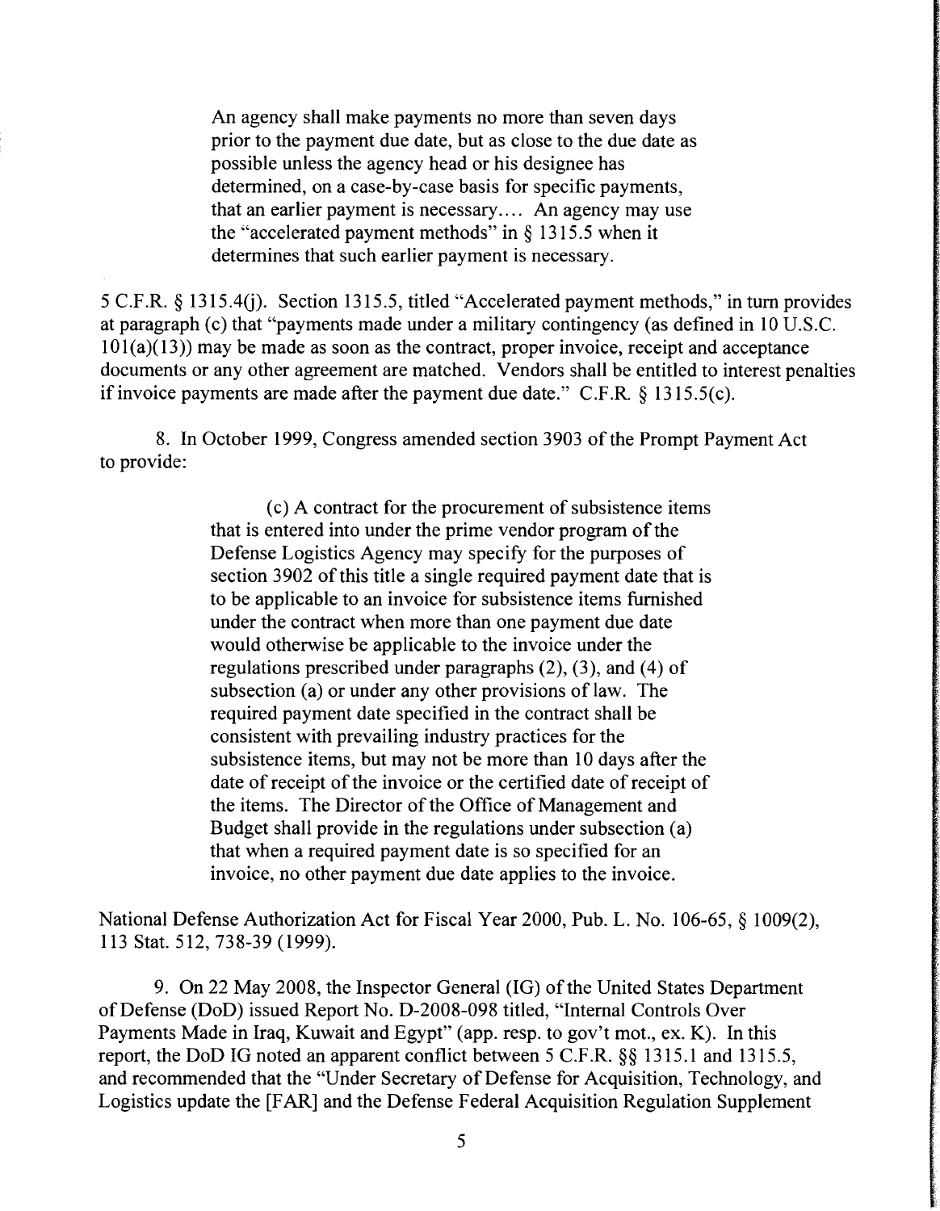> An agency shall make payments no more than seven days prior to the payment due date, but as close to the due date as possible unless the agency head or his designee has determined, on a case-by-case basis for specific payments, that an earlier payment is necessary.... An agency may use the "accelerated payment methods" in § 1315.5 when it determines that such earlier payment is necessary.

5 C.F.R. § 1315.4(j). Section 1315.5, titled "Accelerated payment methods," in turn provides at paragraph (c) that "payments made under a military contingency (as defined in 10 U.S.C. 101(a)(13)) may be made as soon as the contract, proper invoice, receipt and acceptance documents or any other agreement are matched. Vendors shall be entitled to interest penalties if invoice payments are made after the payment due date." C.F.R. § 1315.5(c).

8. In October 1999, Congress amended section 3903 of the Prompt Payment Act to provide:

> (c) A contract for the procurement of subsistence items that is entered into under the prime vendor program of the Defense Logistics Agency may specify for the purposes of section 3902 of this title a single required payment date that is to be applicable to an invoice for subsistence items furnished under the contract when more than one payment due date would otherwise be applicable to the invoice under the regulations prescribed under paragraphs (2), (3), and (4) of subsection (a) or under any other provisions of law. The required payment date specified in the contract shall be consistent with prevailing industry practices for the subsistence items, but may not be more than 10 days after the date of receipt of the invoice or the certified date of receipt of the items. The Director of the Office of Management and Budget shall provide in the regulations under subsection (a) that when a required payment date is so specified for an invoice, no other payment due date applies to the invoice.

National Defense Authorization Act for Fiscal Year 2000, Pub. L. No. 106-65, § 1009(2), 113 Stat. 512, 738-39 (1999).

9. On 22 May 2008, the Inspector General (IG) of the United States Department of Defense (DoD) issued Report No. D-2008-098 titled, "Internal Controls Over Payments Made in Iraq, Kuwait and Egypt" (app. resp. to gov't mot., ex. K). In this report, the DoD IG noted an apparent conflict between 5 C.F.R. §§ 1315.1 and 1315.5, and recommended that the "Under Secretary of Defense for Acquisition, Technology, and Logistics update the [FAR] and the Defense Federal Acquisition Regulation Supplement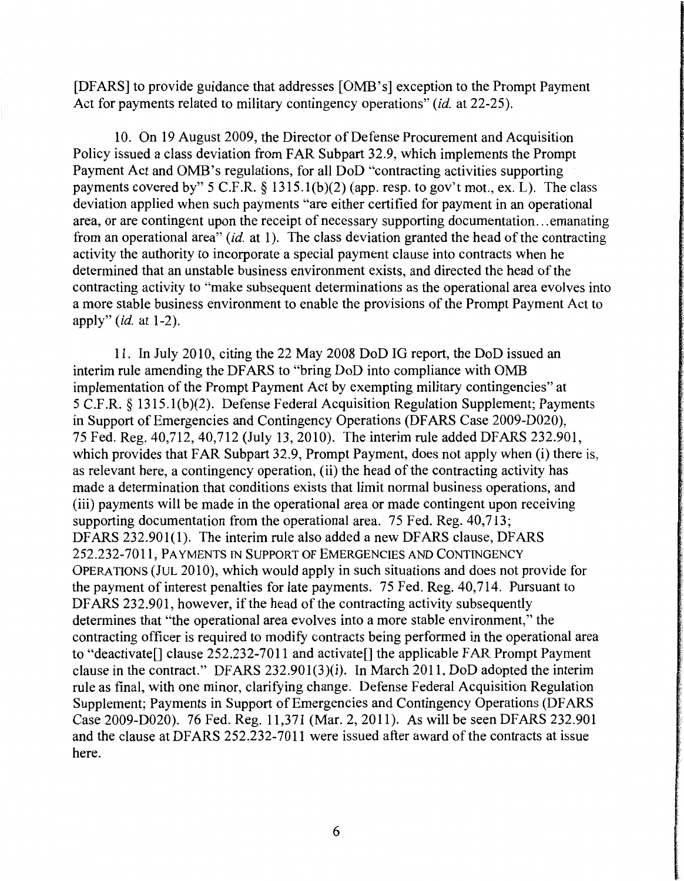[DFARS] to provide guidance that addresses [OMB's] exception to the Prompt Payment Act for payments related to military contingency operations" (*id.* at 22-25).

10. On 19 August 2009, the Director of Defense Procurement and Acquisition Policy issued a class deviation from FAR Subpart 32.9, which implements the Prompt Payment Act and OMB's regulations, for all DoD "contracting activities supporting payments covered by" 5 C.F.R. § 1315.1(b)(2) (app. resp. to gov't mot., ex. L). The class deviation applied when such payments "are either certified for payment in an operational area, or are contingent upon the receipt of necessary supporting documentation...emanating from an operational area" (*id.* at 1). The class deviation granted the head of the contracting activity the authority to incorporate a special payment clause into contracts when he determined that an unstable business environment exists, and directed the head of the contracting activity to "make subsequent determinations as the operational area evolves into a more stable business environment to enable the provisions of the Prompt Payment Act to apply" (*id.* at 1-2).

11. In July 2010, citing the 22 May 2008 DoD IG report, the DoD issued an interim rule amending the DFARS to "bring DoD into compliance with OMB implementation of the Prompt Payment Act by exempting military contingencies" at 5 C.F.R. § 1315.1(b)(2). Defense Federal Acquisition Regulation Supplement; Payments in Support of Emergencies and Contingency Operations (DFARS Case 2009-D020), 75 Fed. Reg. 40,712, 40,712 (July 13, 2010). The interim rule added DFARS 232.901, which provides that FAR Subpart 32.9, Prompt Payment, does not apply when (i) there is, as relevant here, a contingency operation, (ii) the head of the contracting activity has made a determination that conditions exists that limit normal business operations, and (iii) payments will be made in the operational area or made contingent upon receiving supporting documentation from the operational area. 75 Fed. Reg. 40,713; DFARS 232.901(1). The interim rule also added a new DFARS clause, DFARS 252.232-7011, PAYMENTS IN SUPPORT OF EMERGENCIES AND CONTINGENCY OPERATIONS (JUL 2010), which would apply in such situations and does not provide for the payment of interest penalties for late payments. 75 Fed. Reg. 40,714. Pursuant to DFARS 232.901, however, if the head of the contracting activity subsequently determines that "the operational area evolves into a more stable environment," the contracting officer is required to modify contracts being performed in the operational area to "deactivate[] clause 252.232-7011 and activate[] the applicable FAR Prompt Payment clause in the contract." DFARS 232.901(3)(*i*). In March 2011, DoD adopted the interim rule as final, with one minor, clarifying change. Defense Federal Acquisition Regulation Supplement; Payments in Support of Emergencies and Contingency Operations (DFARS Case 2009-D020). 76 Fed. Reg. 11,371 (Mar. 2, 2011). As will be seen DFARS 232.901 and the clause at DFARS 252.232-7011 were issued after award of the contracts at issue here.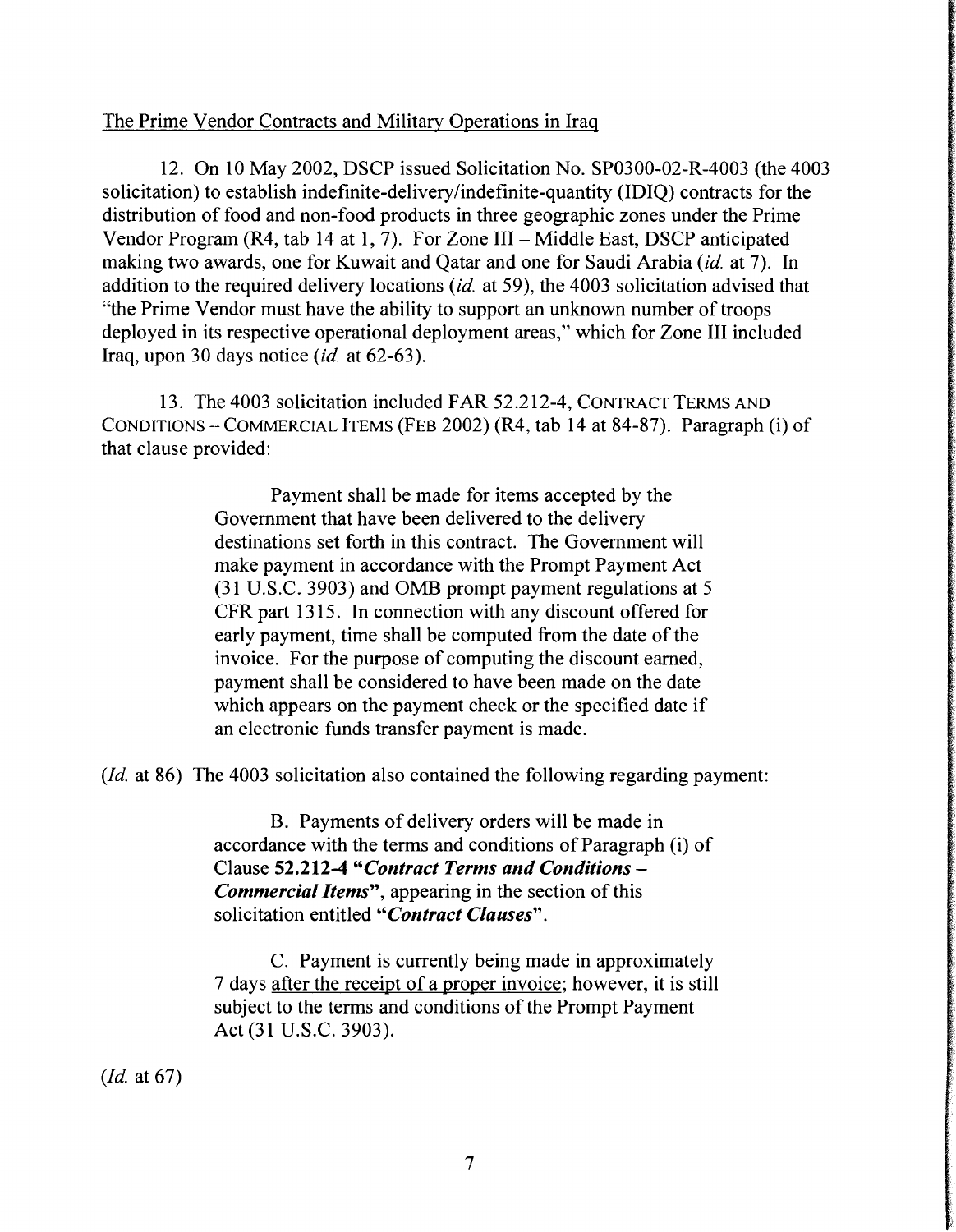<u>The Prime Vendor Contracts and Military Operations in Iraq</u>

12. On 10 May 2002, DSCP issued Solicitation No. SP0300-02-R-4003 (the 4003 solicitation) to establish indefinite-delivery/indefinite-quantity (IDIQ) contracts for the distribution of food and non-food products in three geographic zones under the Prime Vendor Program (R4, tab 14 at 1, 7). For Zone III – Middle East, DSCP anticipated making two awards, one for Kuwait and Qatar and one for Saudi Arabia (*id.* at 7). In addition to the required delivery locations (*id.* at 59), the 4003 solicitation advised that "the Prime Vendor must have the ability to support an unknown number of troops deployed in its respective operational deployment areas," which for Zone III included Iraq, upon 30 days notice (*id.* at 62-63).

13. The 4003 solicitation included FAR 52.212-4, CONTRACT TERMS AND CONDITIONS – COMMERCIAL ITEMS (FEB 2002) (R4, tab 14 at 84-87). Paragraph (i) of that clause provided:

> Payment shall be made for items accepted by the Government that have been delivered to the delivery destinations set forth in this contract. The Government will make payment in accordance with the Prompt Payment Act (31 U.S.C. 3903) and OMB prompt payment regulations at 5 CFR part 1315. In connection with any discount offered for early payment, time shall be computed from the date of the invoice. For the purpose of computing the discount earned, payment shall be considered to have been made on the date which appears on the payment check or the specified date if an electronic funds transfer payment is made.

(*Id.* at 86) The 4003 solicitation also contained the following regarding payment:

> B. Payments of delivery orders will be made in accordance with the terms and conditions of Paragraph (i) of Clause **52.212-4** ***"Contract Terms and Conditions – Commercial Items"***, appearing in the section of this solicitation entitled ***"Contract Clauses"***.
>
> C. Payment is currently being made in approximately 7 days <u>after the receipt of a proper invoice</u>; however, it is still subject to the terms and conditions of the Prompt Payment Act (31 U.S.C. 3903).

(*Id.* at 67)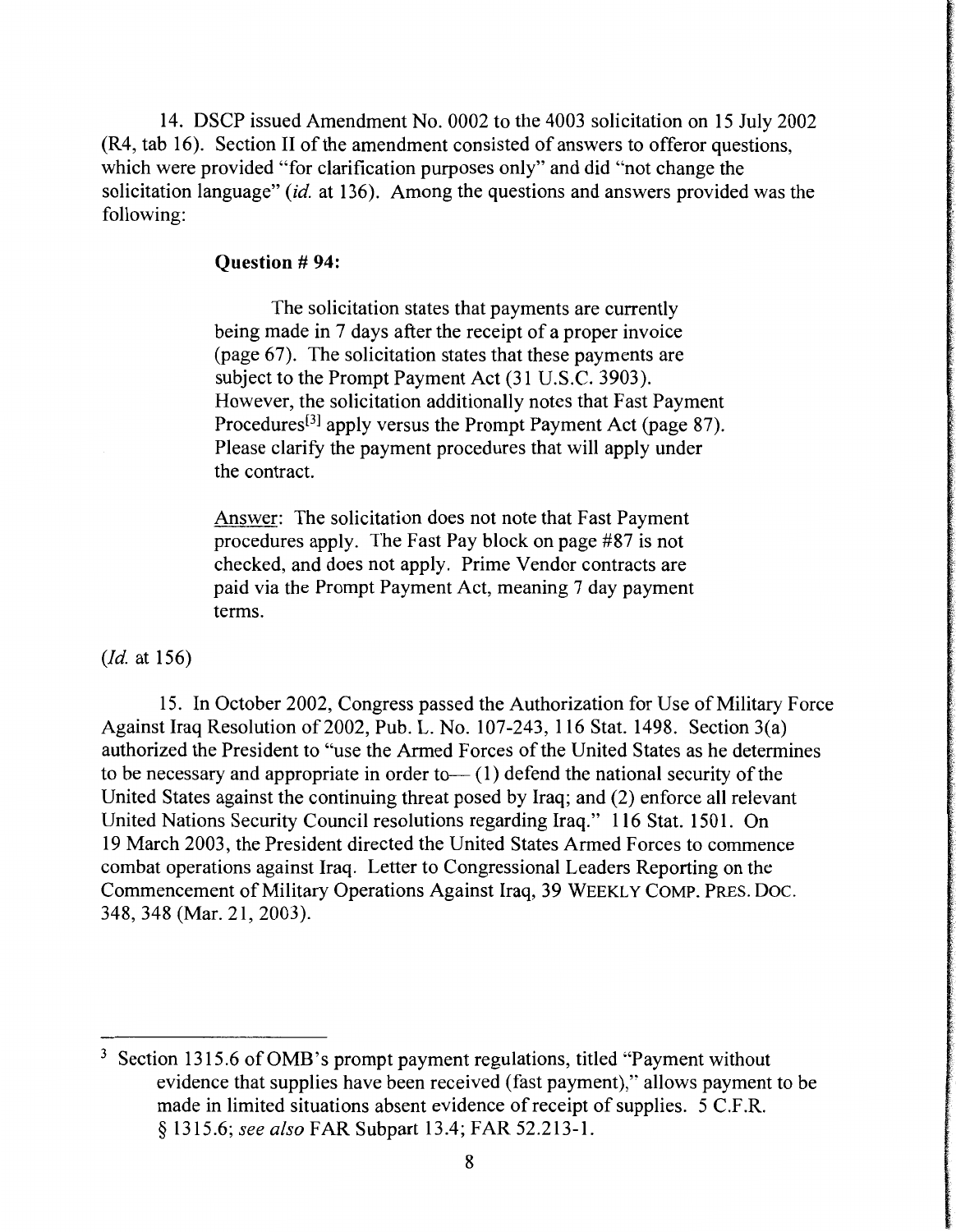14. DSCP issued Amendment No. 0002 to the 4003 solicitation on 15 July 2002 (R4, tab 16). Section II of the amendment consisted of answers to offeror questions, which were provided "for clarification purposes only" and did "not change the solicitation language" (*id.* at 136). Among the questions and answers provided was the following:

> **Question # 94:**
>
> The solicitation states that payments are currently being made in 7 days after the receipt of a proper invoice (page 67). The solicitation states that these payments are subject to the Prompt Payment Act (31 U.S.C. 3903). However, the solicitation additionally notes that Fast Payment Procedures[3] apply versus the Prompt Payment Act (page 87). Please clarify the payment procedures that will apply under the contract.
>
> Answer: The solicitation does not note that Fast Payment procedures apply. The Fast Pay block on page #87 is not checked, and does not apply. Prime Vendor contracts are paid via the Prompt Payment Act, meaning 7 day payment terms.

(*Id.* at 156)

15. In October 2002, Congress passed the Authorization for Use of Military Force Against Iraq Resolution of 2002, Pub. L. No. 107-243, 116 Stat. 1498. Section 3(a) authorized the President to "use the Armed Forces of the United States as he determines to be necessary and appropriate in order to— (1) defend the national security of the United States against the continuing threat posed by Iraq; and (2) enforce all relevant United Nations Security Council resolutions regarding Iraq." 116 Stat. 1501. On 19 March 2003, the President directed the United States Armed Forces to commence combat operations against Iraq. Letter to Congressional Leaders Reporting on the Commencement of Military Operations Against Iraq, 39 WEEKLY COMP. PRES. DOC. 348, 348 (Mar. 21, 2003).

---

[3] Section 1315.6 of OMB's prompt payment regulations, titled "Payment without evidence that supplies have been received (fast payment)," allows payment to be made in limited situations absent evidence of receipt of supplies. 5 C.F.R. § 1315.6; *see also* FAR Subpart 13.4; FAR 52.213-1.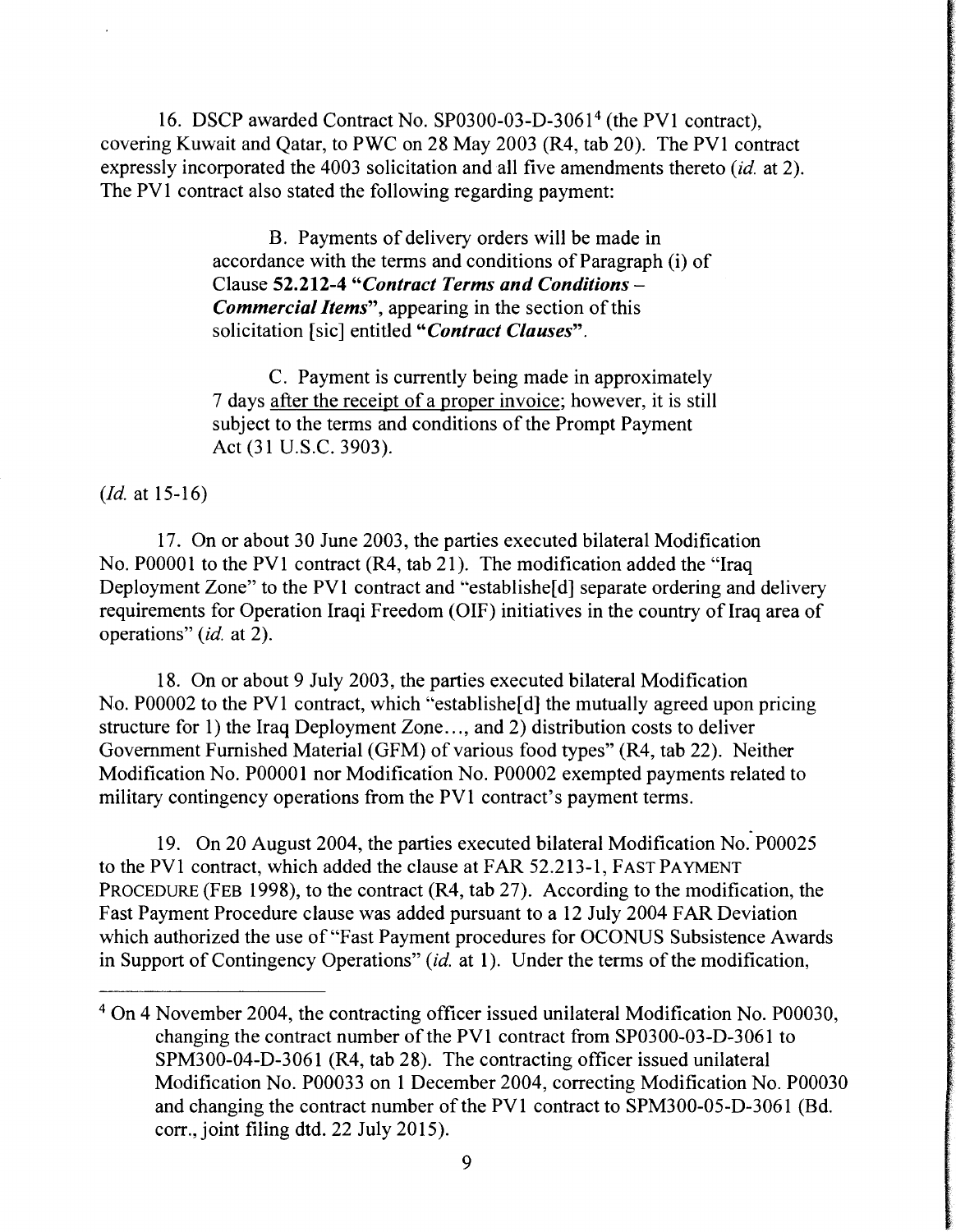16. DSCP awarded Contract No. SP0300-03-D-3061[4] (the PV1 contract), covering Kuwait and Qatar, to PWC on 28 May 2003 (R4, tab 20). The PV1 contract expressly incorporated the 4003 solicitation and all five amendments thereto (*id.* at 2). The PV1 contract also stated the following regarding payment:

> B. Payments of delivery orders will be made in accordance with the terms and conditions of Paragraph (i) of Clause **52.212-4 "*Contract Terms and Conditions – Commercial Items*"**, appearing in the section of this solicitation [sic] entitled **"*Contract Clauses*"**.
>
> C. Payment is currently being made in approximately 7 days after the receipt of a proper invoice; however, it is still subject to the terms and conditions of the Prompt Payment Act (31 U.S.C. 3903).

(*Id.* at 15-16)

17. On or about 30 June 2003, the parties executed bilateral Modification No. P00001 to the PV1 contract (R4, tab 21). The modification added the "Iraq Deployment Zone" to the PV1 contract and "establishe[d] separate ordering and delivery requirements for Operation Iraqi Freedom (OIF) initiatives in the country of Iraq area of operations" (*id.* at 2).

18. On or about 9 July 2003, the parties executed bilateral Modification No. P00002 to the PV1 contract, which "establishe[d] the mutually agreed upon pricing structure for 1) the Iraq Deployment Zone..., and 2) distribution costs to deliver Government Furnished Material (GFM) of various food types" (R4, tab 22). Neither Modification No. P00001 nor Modification No. P00002 exempted payments related to military contingency operations from the PV1 contract's payment terms.

19. On 20 August 2004, the parties executed bilateral Modification No. P00025 to the PV1 contract, which added the clause at FAR 52.213-1, FAST PAYMENT PROCEDURE (FEB 1998), to the contract (R4, tab 27). According to the modification, the Fast Payment Procedure clause was added pursuant to a 12 July 2004 FAR Deviation which authorized the use of "Fast Payment procedures for OCONUS Subsistence Awards in Support of Contingency Operations" (*id.* at 1). Under the terms of the modification,

---

[4] On 4 November 2004, the contracting officer issued unilateral Modification No. P00030, changing the contract number of the PV1 contract from SP0300-03-D-3061 to SPM300-04-D-3061 (R4, tab 28). The contracting officer issued unilateral Modification No. P00033 on 1 December 2004, correcting Modification No. P00030 and changing the contract number of the PV1 contract to SPM300-05-D-3061 (Bd. corr., joint filing dtd. 22 July 2015).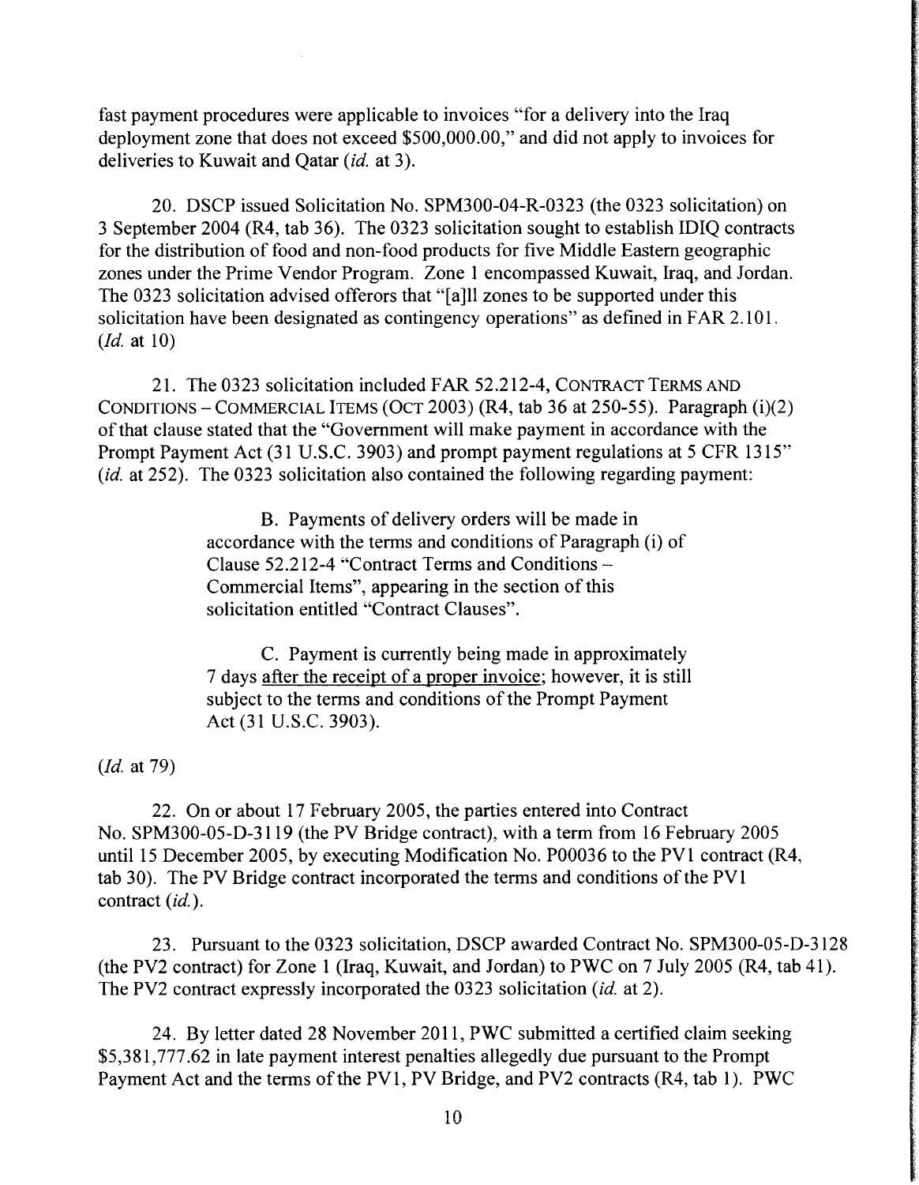fast payment procedures were applicable to invoices "for a delivery into the Iraq deployment zone that does not exceed $500,000.00," and did not apply to invoices for deliveries to Kuwait and Qatar (*id.* at 3).

20. DSCP issued Solicitation No. SPM300-04-R-0323 (the 0323 solicitation) on 3 September 2004 (R4, tab 36). The 0323 solicitation sought to establish IDIQ contracts for the distribution of food and non-food products for five Middle Eastern geographic zones under the Prime Vendor Program. Zone 1 encompassed Kuwait, Iraq, and Jordan. The 0323 solicitation advised offerors that "[a]ll zones to be supported under this solicitation have been designated as contingency operations" as defined in FAR 2.101. (*Id.* at 10)

21. The 0323 solicitation included FAR 52.212-4, CONTRACT TERMS AND CONDITIONS – COMMERCIAL ITEMS (OCT 2003) (R4, tab 36 at 250-55). Paragraph (i)(2) of that clause stated that the "Government will make payment in accordance with the Prompt Payment Act (31 U.S.C. 3903) and prompt payment regulations at 5 CFR 1315" (*id.* at 252). The 0323 solicitation also contained the following regarding payment:

> B. Payments of delivery orders will be made in accordance with the terms and conditions of Paragraph (i) of Clause 52.212-4 "Contract Terms and Conditions – Commercial Items", appearing in the section of this solicitation entitled "Contract Clauses".
>
> C. Payment is currently being made in approximately 7 days <u>after the receipt of a proper invoice</u>; however, it is still subject to the terms and conditions of the Prompt Payment Act (31 U.S.C. 3903).

(*Id.* at 79)

22. On or about 17 February 2005, the parties entered into Contract No. SPM300-05-D-3119 (the PV Bridge contract), with a term from 16 February 2005 until 15 December 2005, by executing Modification No. P00036 to the PV1 contract (R4, tab 30). The PV Bridge contract incorporated the terms and conditions of the PV1 contract (*id.*).

23. Pursuant to the 0323 solicitation, DSCP awarded Contract No. SPM300-05-D-3128 (the PV2 contract) for Zone 1 (Iraq, Kuwait, and Jordan) to PWC on 7 July 2005 (R4, tab 41). The PV2 contract expressly incorporated the 0323 solicitation (*id.* at 2).

24. By letter dated 28 November 2011, PWC submitted a certified claim seeking $5,381,777.62 in late payment interest penalties allegedly due pursuant to the Prompt Payment Act and the terms of the PV1, PV Bridge, and PV2 contracts (R4, tab 1). PWC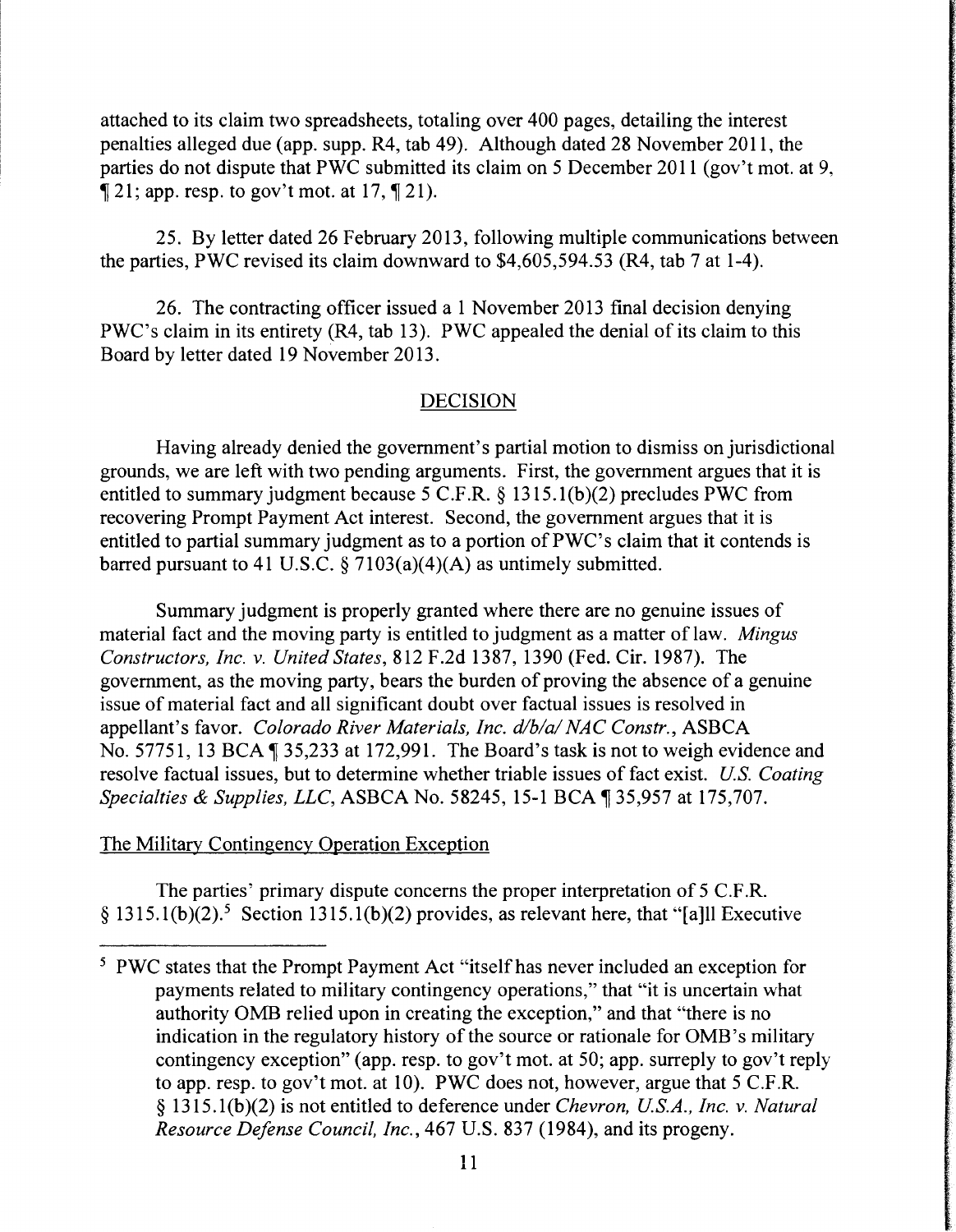attached to its claim two spreadsheets, totaling over 400 pages, detailing the interest penalties alleged due (app. supp. R4, tab 49). Although dated 28 November 2011, the parties do not dispute that PWC submitted its claim on 5 December 2011 (gov't mot. at 9, ¶ 21; app. resp. to gov't mot. at 17, ¶ 21).

25. By letter dated 26 February 2013, following multiple communications between the parties, PWC revised its claim downward to $4,605,594.53 (R4, tab 7 at 1-4).

26. The contracting officer issued a 1 November 2013 final decision denying PWC's claim in its entirety (R4, tab 13). PWC appealed the denial of its claim to this Board by letter dated 19 November 2013.

## DECISION

Having already denied the government's partial motion to dismiss on jurisdictional grounds, we are left with two pending arguments. First, the government argues that it is entitled to summary judgment because 5 C.F.R. § 1315.1(b)(2) precludes PWC from recovering Prompt Payment Act interest. Second, the government argues that it is entitled to partial summary judgment as to a portion of PWC's claim that it contends is barred pursuant to 41 U.S.C. § 7103(a)(4)(A) as untimely submitted.

Summary judgment is properly granted where there are no genuine issues of material fact and the moving party is entitled to judgment as a matter of law. *Mingus Constructors, Inc. v. United States*, 812 F.2d 1387, 1390 (Fed. Cir. 1987). The government, as the moving party, bears the burden of proving the absence of a genuine issue of material fact and all significant doubt over factual issues is resolved in appellant's favor. *Colorado River Materials, Inc. d/b/a/ NAC Constr.*, ASBCA No. 57751, 13 BCA ¶ 35,233 at 172,991. The Board's task is not to weigh evidence and resolve factual issues, but to determine whether triable issues of fact exist. *U.S. Coating Specialties & Supplies, LLC*, ASBCA No. 58245, 15-1 BCA ¶ 35,957 at 175,707.

### The Military Contingency Operation Exception

The parties' primary dispute concerns the proper interpretation of 5 C.F.R. § 1315.1(b)(2).[5] Section 1315.1(b)(2) provides, as relevant here, that "[a]ll Executive

[5] PWC states that the Prompt Payment Act "itself has never included an exception for payments related to military contingency operations," that "it is uncertain what authority OMB relied upon in creating the exception," and that "there is no indication in the regulatory history of the source or rationale for OMB's military contingency exception" (app. resp. to gov't mot. at 50; app. surreply to gov't reply to app. resp. to gov't mot. at 10). PWC does not, however, argue that 5 C.F.R. § 1315.1(b)(2) is not entitled to deference under *Chevron, U.S.A., Inc. v. Natural Resource Defense Council, Inc.*, 467 U.S. 837 (1984), and its progeny.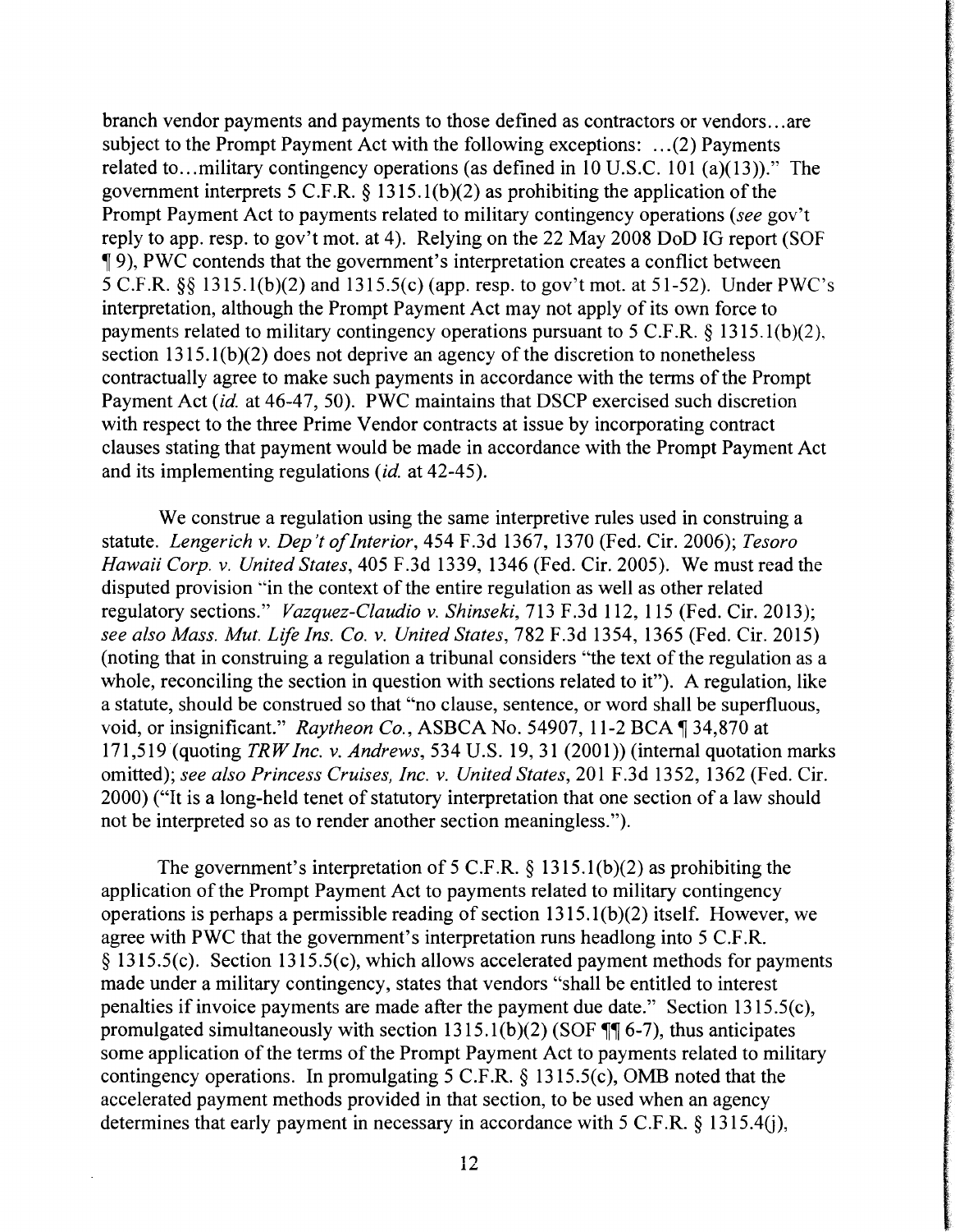branch vendor payments and payments to those defined as contractors or vendors...are subject to the Prompt Payment Act with the following exceptions: ...(2) Payments related to...military contingency operations (as defined in 10 U.S.C. 101 (a)(13))." The government interprets 5 C.F.R. § 1315.1(b)(2) as prohibiting the application of the Prompt Payment Act to payments related to military contingency operations (*see* gov't reply to app. resp. to gov't mot. at 4). Relying on the 22 May 2008 DoD IG report (SOF ¶ 9), PWC contends that the government's interpretation creates a conflict between 5 C.F.R. §§ 1315.1(b)(2) and 1315.5(c) (app. resp. to gov't mot. at 51-52). Under PWC's interpretation, although the Prompt Payment Act may not apply of its own force to payments related to military contingency operations pursuant to 5 C.F.R. § 1315.1(b)(2), section 1315.1(b)(2) does not deprive an agency of the discretion to nonetheless contractually agree to make such payments in accordance with the terms of the Prompt Payment Act (*id.* at 46-47, 50). PWC maintains that DSCP exercised such discretion with respect to the three Prime Vendor contracts at issue by incorporating contract clauses stating that payment would be made in accordance with the Prompt Payment Act and its implementing regulations (*id.* at 42-45).

We construe a regulation using the same interpretive rules used in construing a statute. *Lengerich v. Dep't of Interior*, 454 F.3d 1367, 1370 (Fed. Cir. 2006); *Tesoro Hawaii Corp. v. United States*, 405 F.3d 1339, 1346 (Fed. Cir. 2005). We must read the disputed provision "in the context of the entire regulation as well as other related regulatory sections." *Vazquez-Claudio v. Shinseki*, 713 F.3d 112, 115 (Fed. Cir. 2013); *see also Mass. Mut. Life Ins. Co. v. United States*, 782 F.3d 1354, 1365 (Fed. Cir. 2015) (noting that in construing a regulation a tribunal considers "the text of the regulation as a whole, reconciling the section in question with sections related to it"). A regulation, like a statute, should be construed so that "no clause, sentence, or word shall be superfluous, void, or insignificant." *Raytheon Co.*, ASBCA No. 54907, 11-2 BCA ¶ 34,870 at 171,519 (quoting *TRW Inc. v. Andrews*, 534 U.S. 19, 31 (2001)) (internal quotation marks omitted); *see also Princess Cruises, Inc. v. United States*, 201 F.3d 1352, 1362 (Fed. Cir. 2000) ("It is a long-held tenet of statutory interpretation that one section of a law should not be interpreted so as to render another section meaningless.").

The government's interpretation of 5 C.F.R. § 1315.1(b)(2) as prohibiting the application of the Prompt Payment Act to payments related to military contingency operations is perhaps a permissible reading of section 1315.1(b)(2) itself. However, we agree with PWC that the government's interpretation runs headlong into 5 C.F.R. § 1315.5(c). Section 1315.5(c), which allows accelerated payment methods for payments made under a military contingency, states that vendors "shall be entitled to interest penalties if invoice payments are made after the payment due date." Section 1315.5(c), promulgated simultaneously with section 1315.1(b)(2) (SOF ¶¶ 6-7), thus anticipates some application of the terms of the Prompt Payment Act to payments related to military contingency operations. In promulgating 5 C.F.R. § 1315.5(c), OMB noted that the accelerated payment methods provided in that section, to be used when an agency determines that early payment in necessary in accordance with 5 C.F.R. § 1315.4(j),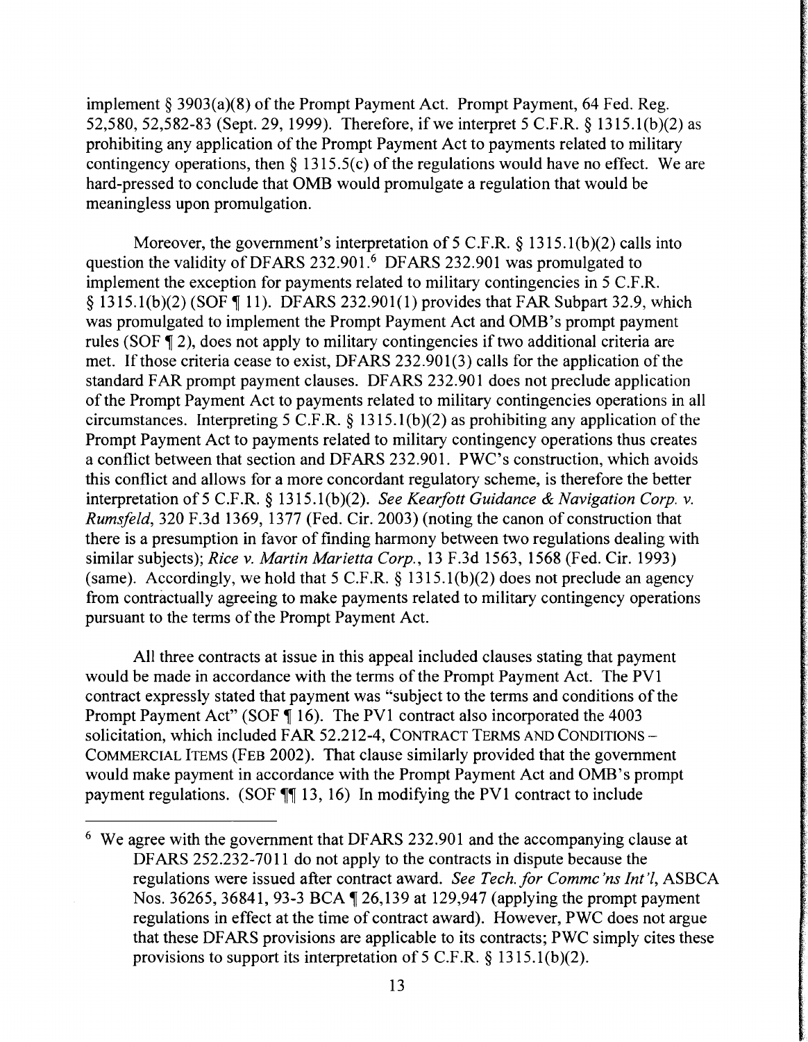implement § 3903(a)(8) of the Prompt Payment Act. Prompt Payment, 64 Fed. Reg. 52,580, 52,582-83 (Sept. 29, 1999). Therefore, if we interpret 5 C.F.R. § 1315.1(b)(2) as prohibiting any application of the Prompt Payment Act to payments related to military contingency operations, then § 1315.5(c) of the regulations would have no effect. We are hard-pressed to conclude that OMB would promulgate a regulation that would be meaningless upon promulgation.

Moreover, the government's interpretation of 5 C.F.R. § 1315.1(b)(2) calls into question the validity of DFARS 232.901.[6] DFARS 232.901 was promulgated to implement the exception for payments related to military contingencies in 5 C.F.R. § 1315.1(b)(2) (SOF ¶ 11). DFARS 232.901(1) provides that FAR Subpart 32.9, which was promulgated to implement the Prompt Payment Act and OMB's prompt payment rules (SOF ¶ 2), does not apply to military contingencies if two additional criteria are met. If those criteria cease to exist, DFARS 232.901(3) calls for the application of the standard FAR prompt payment clauses. DFARS 232.901 does not preclude application of the Prompt Payment Act to payments related to military contingencies operations in all circumstances. Interpreting 5 C.F.R. § 1315.1(b)(2) as prohibiting any application of the Prompt Payment Act to payments related to military contingency operations thus creates a conflict between that section and DFARS 232.901. PWC's construction, which avoids this conflict and allows for a more concordant regulatory scheme, is therefore the better interpretation of 5 C.F.R. § 1315.1(b)(2). *See Kearfott Guidance & Navigation Corp. v. Rumsfeld*, 320 F.3d 1369, 1377 (Fed. Cir. 2003) (noting the canon of construction that there is a presumption in favor of finding harmony between two regulations dealing with similar subjects); *Rice v. Martin Marietta Corp.*, 13 F.3d 1563, 1568 (Fed. Cir. 1993) (same). Accordingly, we hold that 5 C.F.R. § 1315.1(b)(2) does not preclude an agency from contractually agreeing to make payments related to military contingency operations pursuant to the terms of the Prompt Payment Act.

All three contracts at issue in this appeal included clauses stating that payment would be made in accordance with the terms of the Prompt Payment Act. The PV1 contract expressly stated that payment was "subject to the terms and conditions of the Prompt Payment Act" (SOF ¶ 16). The PV1 contract also incorporated the 4003 solicitation, which included FAR 52.212-4, CONTRACT TERMS AND CONDITIONS – COMMERCIAL ITEMS (FEB 2002). That clause similarly provided that the government would make payment in accordance with the Prompt Payment Act and OMB's prompt payment regulations. (SOF ¶¶ 13, 16) In modifying the PV1 contract to include

---

[6] We agree with the government that DFARS 232.901 and the accompanying clause at DFARS 252.232-7011 do not apply to the contracts in dispute because the regulations were issued after contract award. *See Tech. for Commc'ns Int'l*, ASBCA Nos. 36265, 36841, 93-3 BCA ¶ 26,139 at 129,947 (applying the prompt payment regulations in effect at the time of contract award). However, PWC does not argue that these DFARS provisions are applicable to its contracts; PWC simply cites these provisions to support its interpretation of 5 C.F.R. § 1315.1(b)(2).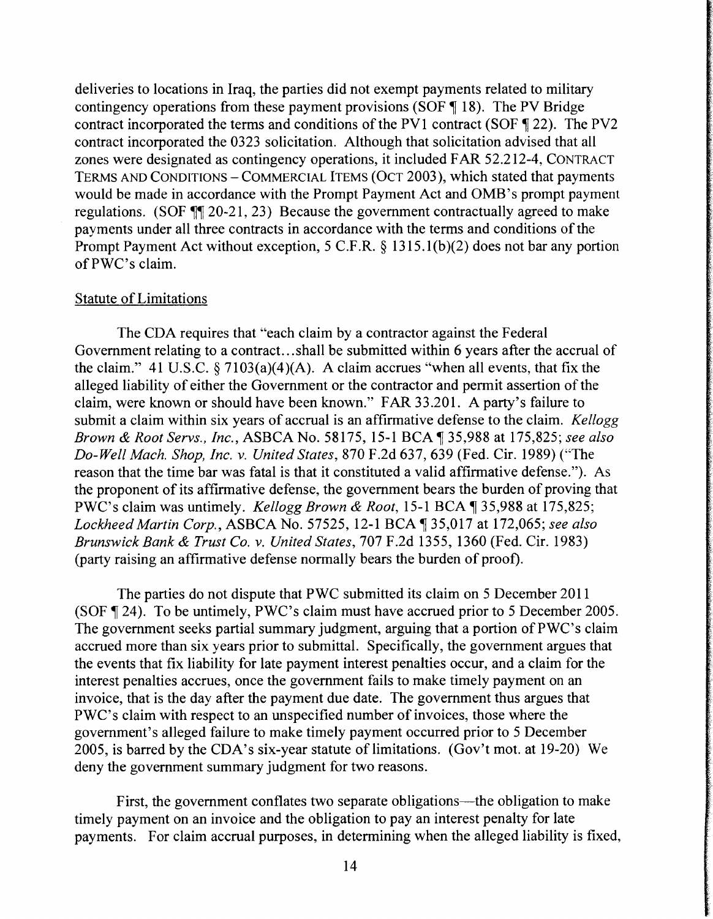deliveries to locations in Iraq, the parties did not exempt payments related to military contingency operations from these payment provisions (SOF ¶ 18). The PV Bridge contract incorporated the terms and conditions of the PV1 contract (SOF ¶ 22). The PV2 contract incorporated the 0323 solicitation. Although that solicitation advised that all zones were designated as contingency operations, it included FAR 52.212-4, CONTRACT TERMS AND CONDITIONS – COMMERCIAL ITEMS (OCT 2003), which stated that payments would be made in accordance with the Prompt Payment Act and OMB's prompt payment regulations. (SOF ¶¶ 20-21, 23) Because the government contractually agreed to make payments under all three contracts in accordance with the terms and conditions of the Prompt Payment Act without exception, 5 C.F.R. § 1315.1(b)(2) does not bar any portion of PWC's claim.

Statute of Limitations

The CDA requires that "each claim by a contractor against the Federal Government relating to a contract...shall be submitted within 6 years after the accrual of the claim." 41 U.S.C. § 7103(a)(4)(A). A claim accrues "when all events, that fix the alleged liability of either the Government or the contractor and permit assertion of the claim, were known or should have been known." FAR 33.201. A party's failure to submit a claim within six years of accrual is an affirmative defense to the claim. *Kellogg Brown & Root Servs., Inc.*, ASBCA No. 58175, 15-1 BCA ¶ 35,988 at 175,825; *see also Do-Well Mach. Shop, Inc. v. United States*, 870 F.2d 637, 639 (Fed. Cir. 1989) ("The reason that the time bar was fatal is that it constituted a valid affirmative defense."). As the proponent of its affirmative defense, the government bears the burden of proving that PWC's claim was untimely. *Kellogg Brown & Root*, 15-1 BCA ¶ 35,988 at 175,825; *Lockheed Martin Corp.*, ASBCA No. 57525, 12-1 BCA ¶ 35,017 at 172,065; *see also Brunswick Bank & Trust Co. v. United States*, 707 F.2d 1355, 1360 (Fed. Cir. 1983) (party raising an affirmative defense normally bears the burden of proof).

The parties do not dispute that PWC submitted its claim on 5 December 2011 (SOF ¶ 24). To be untimely, PWC's claim must have accrued prior to 5 December 2005. The government seeks partial summary judgment, arguing that a portion of PWC's claim accrued more than six years prior to submittal. Specifically, the government argues that the events that fix liability for late payment interest penalties occur, and a claim for the interest penalties accrues, once the government fails to make timely payment on an invoice, that is the day after the payment due date. The government thus argues that PWC's claim with respect to an unspecified number of invoices, those where the government's alleged failure to make timely payment occurred prior to 5 December 2005, is barred by the CDA's six-year statute of limitations. (Gov't mot. at 19-20) We deny the government summary judgment for two reasons.

First, the government conflates two separate obligations—the obligation to make timely payment on an invoice and the obligation to pay an interest penalty for late payments. For claim accrual purposes, in determining when the alleged liability is fixed,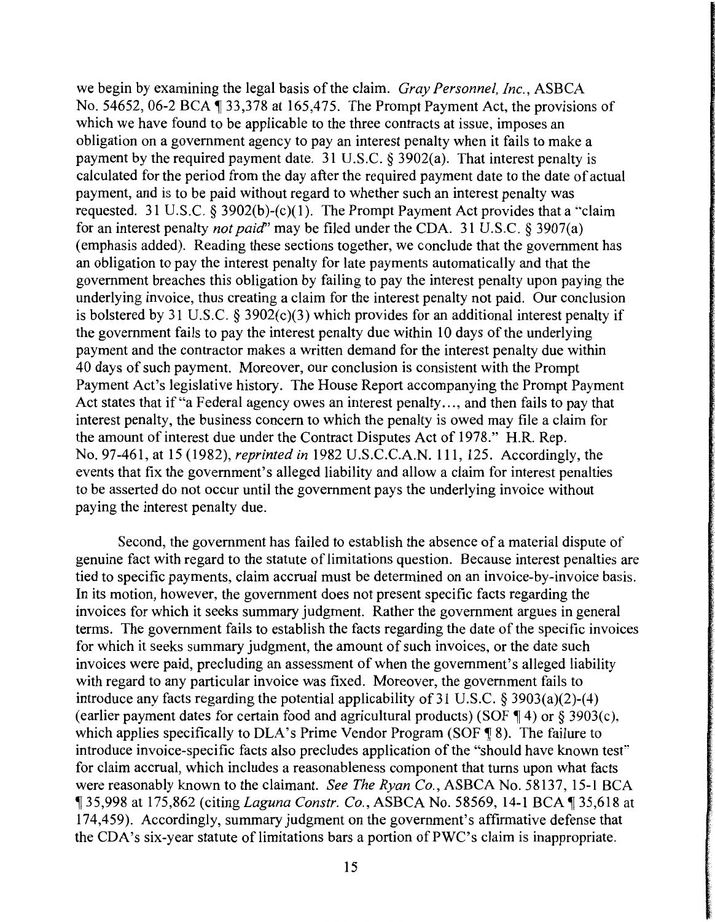we begin by examining the legal basis of the claim. *Gray Personnel, Inc.*, ASBCA No. 54652, 06-2 BCA ¶ 33,378 at 165,475. The Prompt Payment Act, the provisions of which we have found to be applicable to the three contracts at issue, imposes an obligation on a government agency to pay an interest penalty when it fails to make a payment by the required payment date. 31 U.S.C. § 3902(a). That interest penalty is calculated for the period from the day after the required payment date to the date of actual payment, and is to be paid without regard to whether such an interest penalty was requested. 31 U.S.C. § 3902(b)-(c)(1). The Prompt Payment Act provides that a "claim for an interest penalty *not paid*" may be filed under the CDA. 31 U.S.C. § 3907(a) (emphasis added). Reading these sections together, we conclude that the government has an obligation to pay the interest penalty for late payments automatically and that the government breaches this obligation by failing to pay the interest penalty upon paying the underlying invoice, thus creating a claim for the interest penalty not paid. Our conclusion is bolstered by 31 U.S.C. § 3902(c)(3) which provides for an additional interest penalty if the government fails to pay the interest penalty due within 10 days of the underlying payment and the contractor makes a written demand for the interest penalty due within 40 days of such payment. Moreover, our conclusion is consistent with the Prompt Payment Act's legislative history. The House Report accompanying the Prompt Payment Act states that if "a Federal agency owes an interest penalty..., and then fails to pay that interest penalty, the business concern to which the penalty is owed may file a claim for the amount of interest due under the Contract Disputes Act of 1978." H.R. Rep. No. 97-461, at 15 (1982), *reprinted in* 1982 U.S.C.C.A.N. 111, 125. Accordingly, the events that fix the government's alleged liability and allow a claim for interest penalties to be asserted do not occur until the government pays the underlying invoice without paying the interest penalty due.

Second, the government has failed to establish the absence of a material dispute of genuine fact with regard to the statute of limitations question. Because interest penalties are tied to specific payments, claim accrual must be determined on an invoice-by-invoice basis. In its motion, however, the government does not present specific facts regarding the invoices for which it seeks summary judgment. Rather the government argues in general terms. The government fails to establish the facts regarding the date of the specific invoices for which it seeks summary judgment, the amount of such invoices, or the date such invoices were paid, precluding an assessment of when the government's alleged liability with regard to any particular invoice was fixed. Moreover, the government fails to introduce any facts regarding the potential applicability of 31 U.S.C. § 3903(a)(2)-(4) (earlier payment dates for certain food and agricultural products) (SOF ¶ 4) or § 3903(c), which applies specifically to DLA's Prime Vendor Program (SOF ¶ 8). The failure to introduce invoice-specific facts also precludes application of the "should have known test" for claim accrual, which includes a reasonableness component that turns upon what facts were reasonably known to the claimant. *See The Ryan Co.*, ASBCA No. 58137, 15-1 BCA ¶ 35,998 at 175,862 (citing *Laguna Constr. Co.*, ASBCA No. 58569, 14-1 BCA ¶ 35,618 at 174,459). Accordingly, summary judgment on the government's affirmative defense that the CDA's six-year statute of limitations bars a portion of PWC's claim is inappropriate.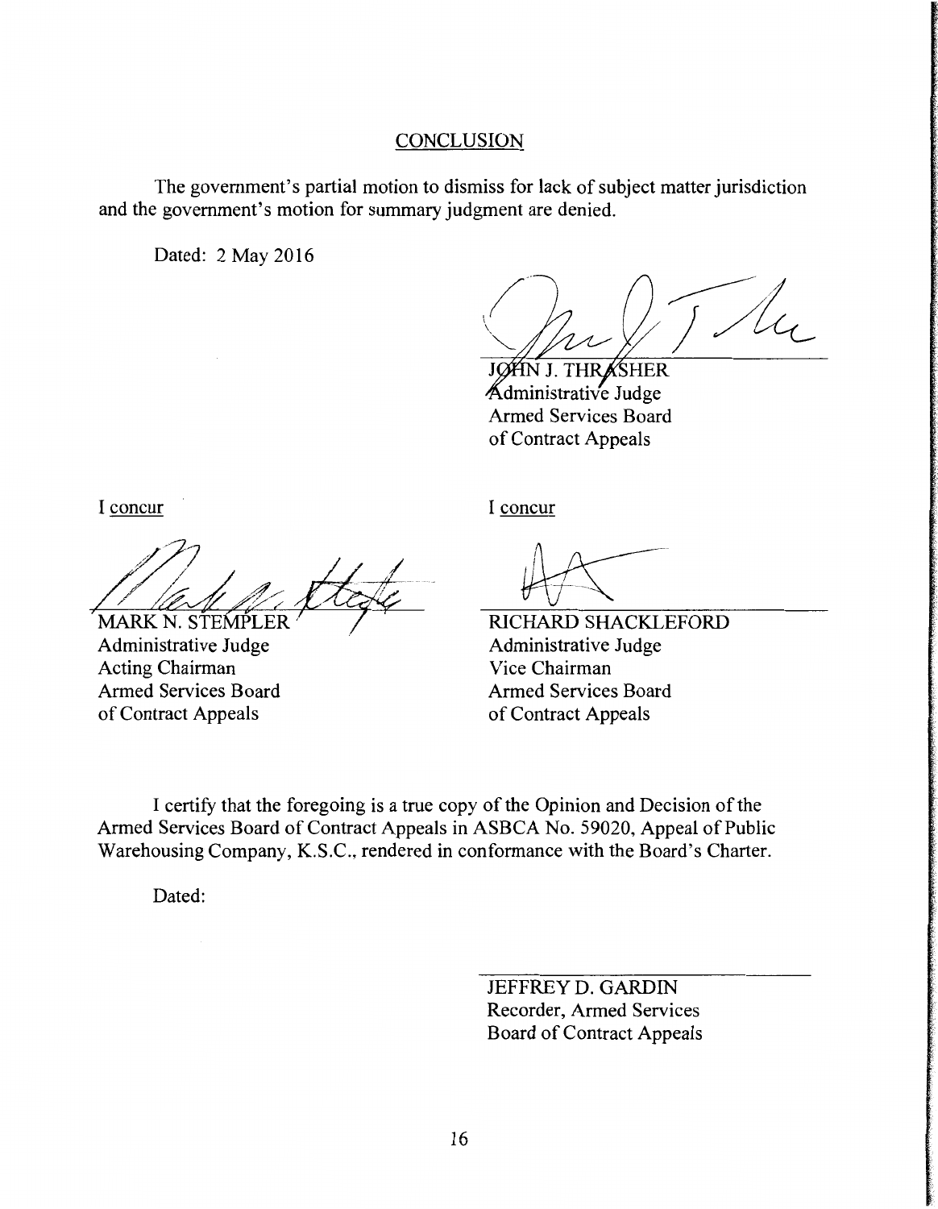## CONCLUSION

The government's partial motion to dismiss for lack of subject matter jurisdiction and the government's motion for summary judgment are denied.

Dated: 2 May 2016

JOHN J. THRASHER
Administrative Judge
Armed Services Board
of Contract Appeals

I concur

MARK N. STEMPLER
Administrative Judge
Acting Chairman
Armed Services Board
of Contract Appeals

I concur

RICHARD SHACKLEFORD
Administrative Judge
Vice Chairman
Armed Services Board
of Contract Appeals

I certify that the foregoing is a true copy of the Opinion and Decision of the Armed Services Board of Contract Appeals in ASBCA No. 59020, Appeal of Public Warehousing Company, K.S.C., rendered in conformance with the Board's Charter.

Dated:

JEFFREY D. GARDIN
Recorder, Armed Services
Board of Contract Appeals